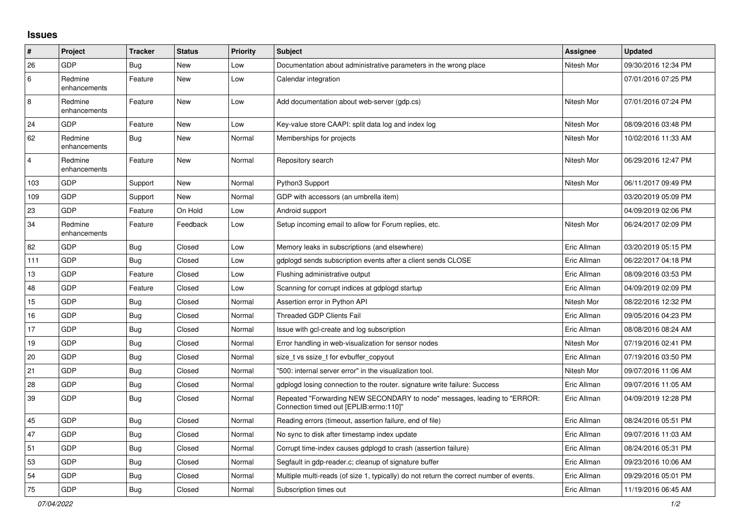## Issues

| # | Project | Tracker | Status | Priority | Subject | Assignee | Updated |
|---|---|---|---|---|---|---|---|
| 26 | GDP | Bug | New | Low | Documentation about administrative parameters in the wrong place | Nitesh Mor | 09/30/2016 12:34 PM |
| 6 | Redmine enhancements | Feature | New | Low | Calendar integration | | 07/01/2016 07:25 PM |
| 8 | Redmine enhancements | Feature | New | Low | Add documentation about web-server (gdp.cs) | Nitesh Mor | 07/01/2016 07:24 PM |
| 24 | GDP | Feature | New | Low | Key-value store CAAPI: split data log and index log | Nitesh Mor | 08/09/2016 03:48 PM |
| 62 | Redmine enhancements | Bug | New | Normal | Memberships for projects | Nitesh Mor | 10/02/2016 11:33 AM |
| 4 | Redmine enhancements | Feature | New | Normal | Repository search | Nitesh Mor | 06/29/2016 12:47 PM |
| 103 | GDP | Support | New | Normal | Python3 Support | Nitesh Mor | 06/11/2017 09:49 PM |
| 109 | GDP | Support | New | Normal | GDP with accessors (an umbrella item) | | 03/20/2019 05:09 PM |
| 23 | GDP | Feature | On Hold | Low | Android support | | 04/09/2019 02:06 PM |
| 34 | Redmine enhancements | Feature | Feedback | Low | Setup incoming email to allow for Forum replies, etc. | Nitesh Mor | 06/24/2017 02:09 PM |
| 82 | GDP | Bug | Closed | Low | Memory leaks in subscriptions (and elsewhere) | Eric Allman | 03/20/2019 05:15 PM |
| 111 | GDP | Bug | Closed | Low | gdplogd sends subscription events after a client sends CLOSE | Eric Allman | 06/22/2017 04:18 PM |
| 13 | GDP | Feature | Closed | Low | Flushing administrative output | Eric Allman | 08/09/2016 03:53 PM |
| 48 | GDP | Feature | Closed | Low | Scanning for corrupt indices at gdplogd startup | Eric Allman | 04/09/2019 02:09 PM |
| 15 | GDP | Bug | Closed | Normal | Assertion error in Python API | Nitesh Mor | 08/22/2016 12:32 PM |
| 16 | GDP | Bug | Closed | Normal | Threaded GDP Clients Fail | Eric Allman | 09/05/2016 04:23 PM |
| 17 | GDP | Bug | Closed | Normal | Issue with gcl-create and log subscription | Eric Allman | 08/08/2016 08:24 AM |
| 19 | GDP | Bug | Closed | Normal | Error handling in web-visualization for sensor nodes | Nitesh Mor | 07/19/2016 02:41 PM |
| 20 | GDP | Bug | Closed | Normal | size_t vs ssize_t for evbuffer_copyout | Eric Allman | 07/19/2016 03:50 PM |
| 21 | GDP | Bug | Closed | Normal | "500: internal server error" in the visualization tool. | Nitesh Mor | 09/07/2016 11:06 AM |
| 28 | GDP | Bug | Closed | Normal | gdplogd losing connection to the router. signature write failure: Success | Eric Allman | 09/07/2016 11:05 AM |
| 39 | GDP | Bug | Closed | Normal | Repeated "Forwarding NEW SECONDARY to node" messages, leading to "ERROR: Connection timed out [EPLIB:errno:110]" | Eric Allman | 04/09/2019 12:28 PM |
| 45 | GDP | Bug | Closed | Normal | Reading errors (timeout, assertion failure, end of file) | Eric Allman | 08/24/2016 05:51 PM |
| 47 | GDP | Bug | Closed | Normal | No sync to disk after timestamp index update | Eric Allman | 09/07/2016 11:03 AM |
| 51 | GDP | Bug | Closed | Normal | Corrupt time-index causes gdplogd to crash (assertion failure) | Eric Allman | 08/24/2016 05:31 PM |
| 53 | GDP | Bug | Closed | Normal | Segfault in gdp-reader.c; cleanup of signature buffer | Eric Allman | 09/23/2016 10:06 AM |
| 54 | GDP | Bug | Closed | Normal | Multiple multi-reads (of size 1, typically) do not return the correct number of events. | Eric Allman | 09/29/2016 05:01 PM |
| 75 | GDP | Bug | Closed | Normal | Subscription times out | Eric Allman | 11/19/2016 06:45 AM |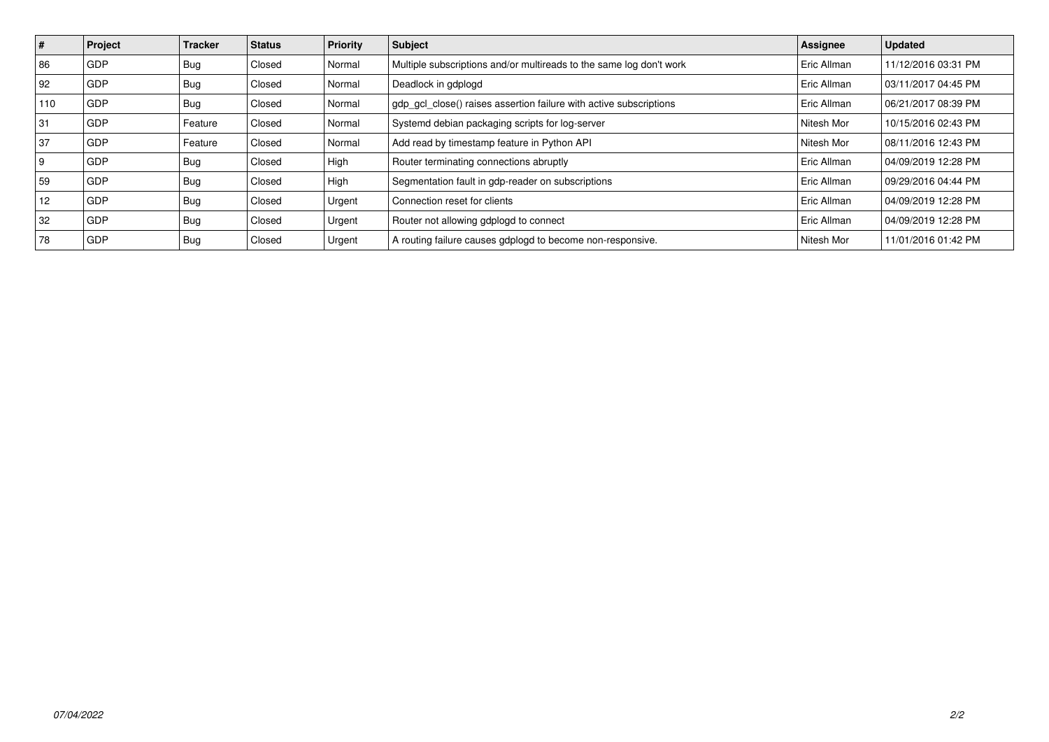| # | Project | Tracker | Status | Priority | Subject | Assignee | Updated |
|---|---|---|---|---|---|---|---|
| 86 | GDP | Bug | Closed | Normal | Multiple subscriptions and/or multireads to the same log don't work | Eric Allman | 11/12/2016 03:31 PM |
| 92 | GDP | Bug | Closed | Normal | Deadlock in gdplogd | Eric Allman | 03/11/2017 04:45 PM |
| 110 | GDP | Bug | Closed | Normal | gdp_gcl_close() raises assertion failure with active subscriptions | Eric Allman | 06/21/2017 08:39 PM |
| 31 | GDP | Feature | Closed | Normal | Systemd debian packaging scripts for log-server | Nitesh Mor | 10/15/2016 02:43 PM |
| 37 | GDP | Feature | Closed | Normal | Add read by timestamp feature in Python API | Nitesh Mor | 08/11/2016 12:43 PM |
| 9 | GDP | Bug | Closed | High | Router terminating connections abruptly | Eric Allman | 04/09/2019 12:28 PM |
| 59 | GDP | Bug | Closed | High | Segmentation fault in gdp-reader on subscriptions | Eric Allman | 09/29/2016 04:44 PM |
| 12 | GDP | Bug | Closed | Urgent | Connection reset for clients | Eric Allman | 04/09/2019 12:28 PM |
| 32 | GDP | Bug | Closed | Urgent | Router not allowing gdplogd to connect | Eric Allman | 04/09/2019 12:28 PM |
| 78 | GDP | Bug | Closed | Urgent | A routing failure causes gdplogd to become non-responsive. | Nitesh Mor | 11/01/2016 01:42 PM |